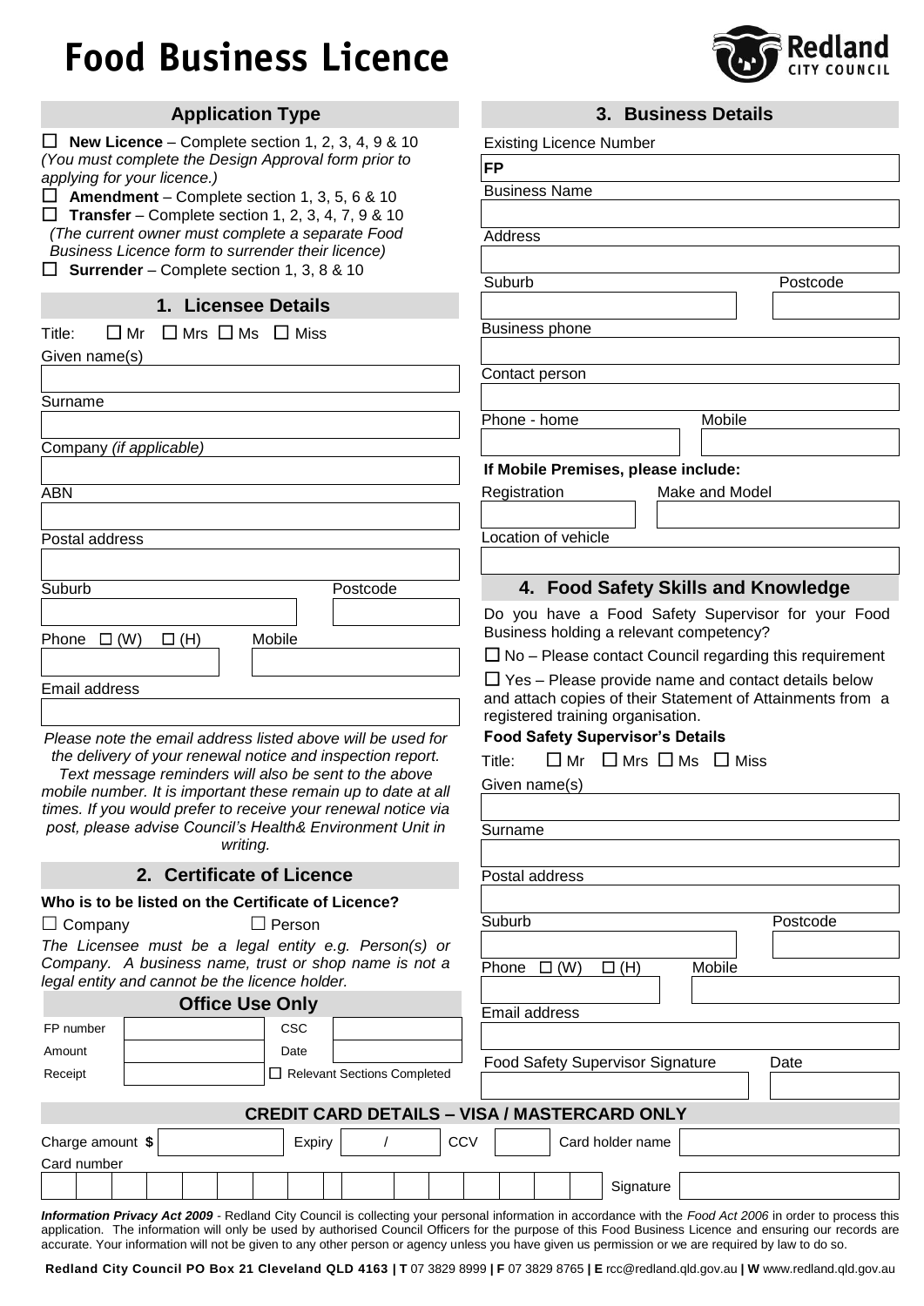# Food Business Licence

Redland CITY COUNCIL

## Application Type

☐ **New Licence** – Complete section 1, 2, 3, 4, 9 & 10
*(You must complete the Design Approval form prior to applying for your licence.)*

☐ **Amendment** – Complete section 1, 3, 5, 6 & 10

☐ **Transfer** – Complete section 1, 2, 3, 4, 7, 9 & 10
*(The current owner must complete a separate Food Business Licence form to surrender their licence)*

☐ **Surrender** – Complete section 1, 3, 8 & 10

## 1. Licensee Details

Title: ☐ Mr ☐ Mrs ☐ Ms ☐ Miss

Given name(s)

Surname

Company *(if applicable)*

ABN

Postal address

Suburb Postcode

Phone ☐ (W) ☐ (H) Mobile

Email address

*Please note the email address listed above will be used for the delivery of your renewal notice and inspection report. Text message reminders will also be sent to the above mobile number. It is important these remain up to date at all times. If you would prefer to receive your renewal notice via post, please advise Council's Health& Environment Unit in writing.*

## 2. Certificate of Licence

**Who is to be listed on the Certificate of Licence?**

☐ Company ☐ Person

*The Licensee must be a legal entity e.g. Person(s) or Company. A business name, trust or shop name is not a legal entity and cannot be the licence holder.*

### Office Use Only

| FP number | | CSC | |
|---|---|---|---|
| Amount | | Date | |
| Receipt | | ☐ Relevant Sections Completed | |

## 3. Business Details

Existing Licence Number

FP

Business Name

Address

Suburb Postcode

Business phone

Contact person

Phone - home Mobile

**If Mobile Premises, please include:**

Registration Make and Model

Location of vehicle

## 4. Food Safety Skills and Knowledge

Do you have a Food Safety Supervisor for your Food Business holding a relevant competency?

☐ No – Please contact Council regarding this requirement

☐ Yes – Please provide name and contact details below and attach copies of their Statement of Attainments from a registered training organisation.

**Food Safety Supervisor's Details**

Title: ☐ Mr ☐ Mrs ☐ Ms ☐ Miss

Given name(s)

Surname

Postal address

Suburb Postcode

Phone ☐ (W) ☐ (H) Mobile

Email address

Food Safety Supervisor Signature Date

## CREDIT CARD DETAILS – VISA / MASTERCARD ONLY

Charge amount **$** Expiry / CCV Card holder name

Card number Signature

***Information Privacy Act 2009*** - Redland City Council is collecting your personal information in accordance with the *Food Act 2006* in order to process this application. The information will only be used by authorised Council Officers for the purpose of this Food Business Licence and ensuring our records are accurate. Your information will not be given to any other person or agency unless you have given us permission or we are required by law to do so.

**Redland City Council PO Box 21 Cleveland QLD 4163 | T** 07 3829 8999 **| F** 07 3829 8765 **| E** rcc@redland.qld.gov.au **| W** www.redland.qld.gov.au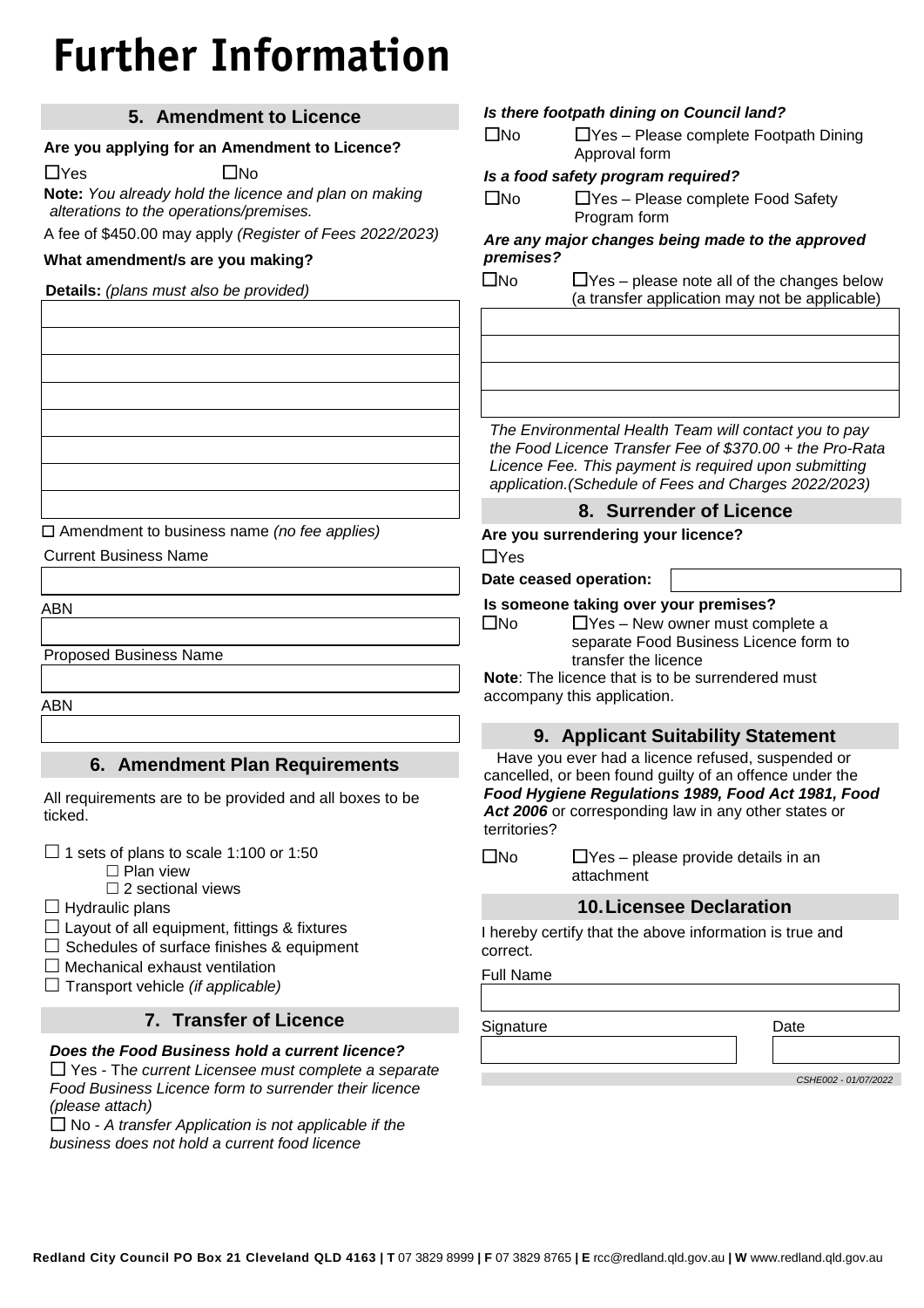# Further Information

## 5. Amendment to Licence

**Are you applying for an Amendment to Licence?**

☐Yes ☐No

**Note:** *You already hold the licence and plan on making alterations to the operations/premises.*

A fee of $450.00 may apply *(Register of Fees 2022/2023)*

**What amendment/s are you making?**

**Details:** *(plans must also be provided)*

☐ Amendment to business name *(no fee applies)*

Current Business Name

ABN

Proposed Business Name

ABN

## 6. Amendment Plan Requirements

All requirements are to be provided and all boxes to be ticked.

☐ 1 sets of plans to scale 1:100 or 1:50
- ☐ Plan view
- ☐ 2 sectional views

☐ Hydraulic plans
☐ Layout of all equipment, fittings & fixtures
☐ Schedules of surface finishes & equipment
☐ Mechanical exhaust ventilation
☐ Transport vehicle *(if applicable)*

## 7. Transfer of Licence

***Does the Food Business hold a current licence?***

☐ Yes - The *current Licensee must complete a separate Food Business Licence form to surrender their licence (please attach)*

☐ No - *A transfer Application is not applicable if the business does not hold a current food licence*

***Is there footpath dining on Council land?***

☐No ☐Yes – Please complete Footpath Dining Approval form

***Is a food safety program required?***

☐No ☐Yes – Please complete Food Safety Program form

***Are any major changes being made to the approved premises?***

☐No ☐Yes – please note all of the changes below (a transfer application may not be applicable)

*The Environmental Health Team will contact you to pay the Food Licence Transfer Fee of $370.00 + the Pro-Rata Licence Fee. This payment is required upon submitting application.(Schedule of Fees and Charges 2022/2023)*

## 8. Surrender of Licence

**Are you surrendering your licence?**

☐Yes

**Date ceased operation:**

**Is someone taking over your premises?**

☐No ☐Yes – New owner must complete a separate Food Business Licence form to transfer the licence

**Note**: The licence that is to be surrendered must accompany this application.

## 9. Applicant Suitability Statement

Have you ever had a licence refused, suspended or cancelled, or been found guilty of an offence under the ***Food Hygiene Regulations 1989, Food Act 1981, Food Act 2006*** or corresponding law in any other states or territories?

☐No ☐Yes – please provide details in an attachment

## 10. Licensee Declaration

I hereby certify that the above information is true and correct.

Full Name

Signature

Date

*CSHE002 - 01/07/2022*

**Redland City Council PO Box 21 Cleveland QLD 4163 | T** 07 3829 8999 **| F** 07 3829 8765 **| E** rcc@redland.qld.gov.au **| W** www.redland.qld.gov.au